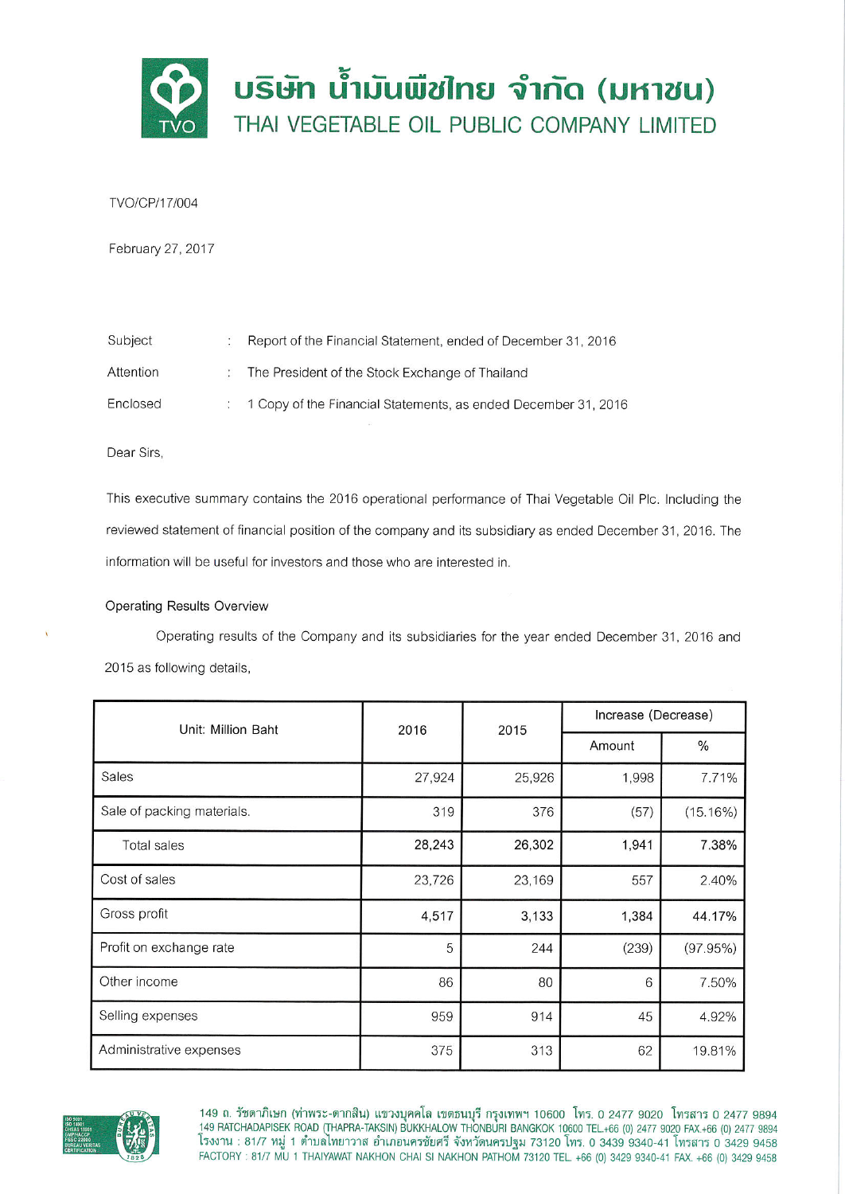# บริษัท น้ำมันพืชไทย จำกัด (มหาชน)
## THAI VEGETABLE OIL PUBLIC COMPANY LIMITED

TVO/CP/17/004

February 27, 2017

| | | |
|---|---|---|
| Subject | : | Report of the Financial Statement, ended of December 31, 2016 |
| Attention | : | The President of the Stock Exchange of Thailand |
| Enclosed | : | 1 Copy of the Financial Statements, as ended December 31, 2016 |

Dear Sirs,

This executive summary contains the 2016 operational performance of Thai Vegetable Oil Plc. Including the reviewed statement of financial position of the company and its subsidiary as ended December 31, 2016. The information will be useful for investors and those who are interested in.

Operating Results Overview

Operating results of the Company and its subsidiaries for the year ended December 31, 2016 and 2015 as following details,

| Unit: Million Baht | 2016 | 2015 | Increase (Decrease) | |
|---|---|---|---|---|
| | | | Amount | % |
| Sales | 27,924 | 25,926 | 1,998 | 7.71% |
| Sale of packing materials. | 319 | 376 | (57) | (15.16%) |
| Total sales | **28,243** | **26,302** | **1,941** | **7.38%** |
| Cost of sales | 23,726 | 23,169 | 557 | 2.40% |
| Gross profit | 4,517 | 3,133 | 1,384 | 44.17% |
| Profit on exchange rate | 5 | 244 | (239) | (97.95%) |
| Other income | 86 | 80 | 6 | 7.50% |
| Selling expenses | 959 | 914 | 45 | 4.92% |
| Administrative expenses | 375 | 313 | 62 | 19.81% |

149 ถ. รัชดาภิเษก (ท่าพระ-ตากสิน) แขวงบุคคโล เขตธนบุรี กรุงเทพฯ 10600 โทร. 0 2477 9020 โทรสาร 0 2477 9894
149 RATCHADAPISEK ROAD (THAPRA-TAKSIN) BUKKHALOW THONBURI BANGKOK 10600 TEL.+66 (0) 2477 9020 FAX.+66 (0) 2477 9894
โรงงาน : 81/7 หมู่ 1 ตำบลไทยาวาส อำเภอนครชัยศรี จังหวัดนครปฐม 73120 โทร. 0 3439 9340-41 โทรสาร 0 3429 9458
FACTORY : 81/7 MU 1 THAIYAWAT NAKHON CHAI SI NAKHON PATHOM 73120 TEL. +66 (0) 3439 9340-41 FAX. +66 (0) 3429 9458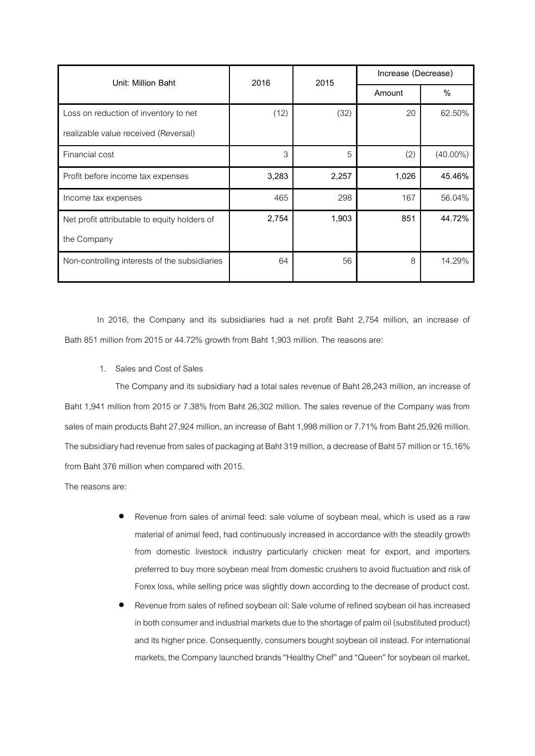| Unit: Million Baht | 2016 | 2015 | Increase (Decrease) | |
|---|---|---|---|---|
| | | | Amount | % |
| Loss on reduction of inventory to net realizable value received (Reversal) | (12) | (32) | 20 | 62.50% |
| Financial cost | 3 | 5 | (2) | (40.00%) |
| **Profit before income tax expenses** | **3,283** | **2,257** | **1,026** | **45.46%** |
| Income tax expenses | 465 | 298 | 167 | 56.04% |
| Net profit attributable to equity holders of the Company | **2,754** | **1,903** | **851** | **44.72%** |
| Non-controlling interests of the subsidiaries | 64 | 56 | 8 | 14.29% |

In 2016, the Company and its subsidiaries had a net profit Baht 2,754 million, an increase of Bath 851 million from 2015 or 44.72% growth from Baht 1,903 million. The reasons are:

1. Sales and Cost of Sales

The Company and its subsidiary had a total sales revenue of Baht 28,243 million, an increase of Baht 1,941 million from 2015 or 7.38% from Baht 26,302 million. The sales revenue of the Company was from sales of main products Baht 27,924 million, an increase of Baht 1,998 million or 7.71% from Baht 25,926 million. The subsidiary had revenue from sales of packaging at Baht 319 million, a decrease of Baht 57 million or 15.16% from Baht 376 million when compared with 2015.

The reasons are:

- Revenue from sales of animal feed: sale volume of soybean meal, which is used as a raw material of animal feed, had continuously increased in accordance with the steadily growth from domestic livestock industry particularly chicken meat for export, and importers preferred to buy more soybean meal from domestic crushers to avoid fluctuation and risk of Forex loss, while selling price was slightly down according to the decrease of product cost.
- Revenue from sales of refined soybean oil: Sale volume of refined soybean oil has increased in both consumer and industrial markets due to the shortage of palm oil (substituted product) and its higher price. Consequently, consumers bought soybean oil instead. For international markets, the Company launched brands "Healthy Chef" and "Queen" for soybean oil market,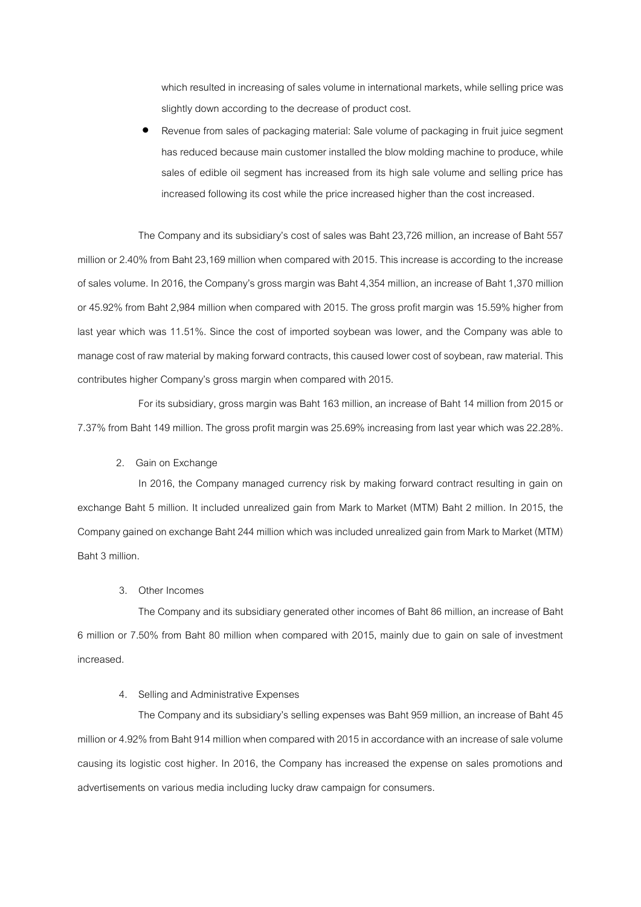which resulted in increasing of sales volume in international markets, while selling price was slightly down according to the decrease of product cost.

- Revenue from sales of packaging material: Sale volume of packaging in fruit juice segment has reduced because main customer installed the blow molding machine to produce, while sales of edible oil segment has increased from its high sale volume and selling price has increased following its cost while the price increased higher than the cost increased.

The Company and its subsidiary's cost of sales was Baht 23,726 million, an increase of Baht 557 million or 2.40% from Baht 23,169 million when compared with 2015. This increase is according to the increase of sales volume. In 2016, the Company's gross margin was Baht 4,354 million, an increase of Baht 1,370 million or 45.92% from Baht 2,984 million when compared with 2015. The gross profit margin was 15.59% higher from last year which was 11.51%. Since the cost of imported soybean was lower, and the Company was able to manage cost of raw material by making forward contracts, this caused lower cost of soybean, raw material. This contributes higher Company's gross margin when compared with 2015.

For its subsidiary, gross margin was Baht 163 million, an increase of Baht 14 million from 2015 or 7.37% from Baht 149 million. The gross profit margin was 25.69% increasing from last year which was 22.28%.

2. Gain on Exchange

In 2016, the Company managed currency risk by making forward contract resulting in gain on exchange Baht 5 million. It included unrealized gain from Mark to Market (MTM) Baht 2 million. In 2015, the Company gained on exchange Baht 244 million which was included unrealized gain from Mark to Market (MTM) Baht 3 million.

3. Other Incomes

The Company and its subsidiary generated other incomes of Baht 86 million, an increase of Baht 6 million or 7.50% from Baht 80 million when compared with 2015, mainly due to gain on sale of investment increased.

4. Selling and Administrative Expenses

The Company and its subsidiary's selling expenses was Baht 959 million, an increase of Baht 45 million or 4.92% from Baht 914 million when compared with 2015 in accordance with an increase of sale volume causing its logistic cost higher. In 2016, the Company has increased the expense on sales promotions and advertisements on various media including lucky draw campaign for consumers.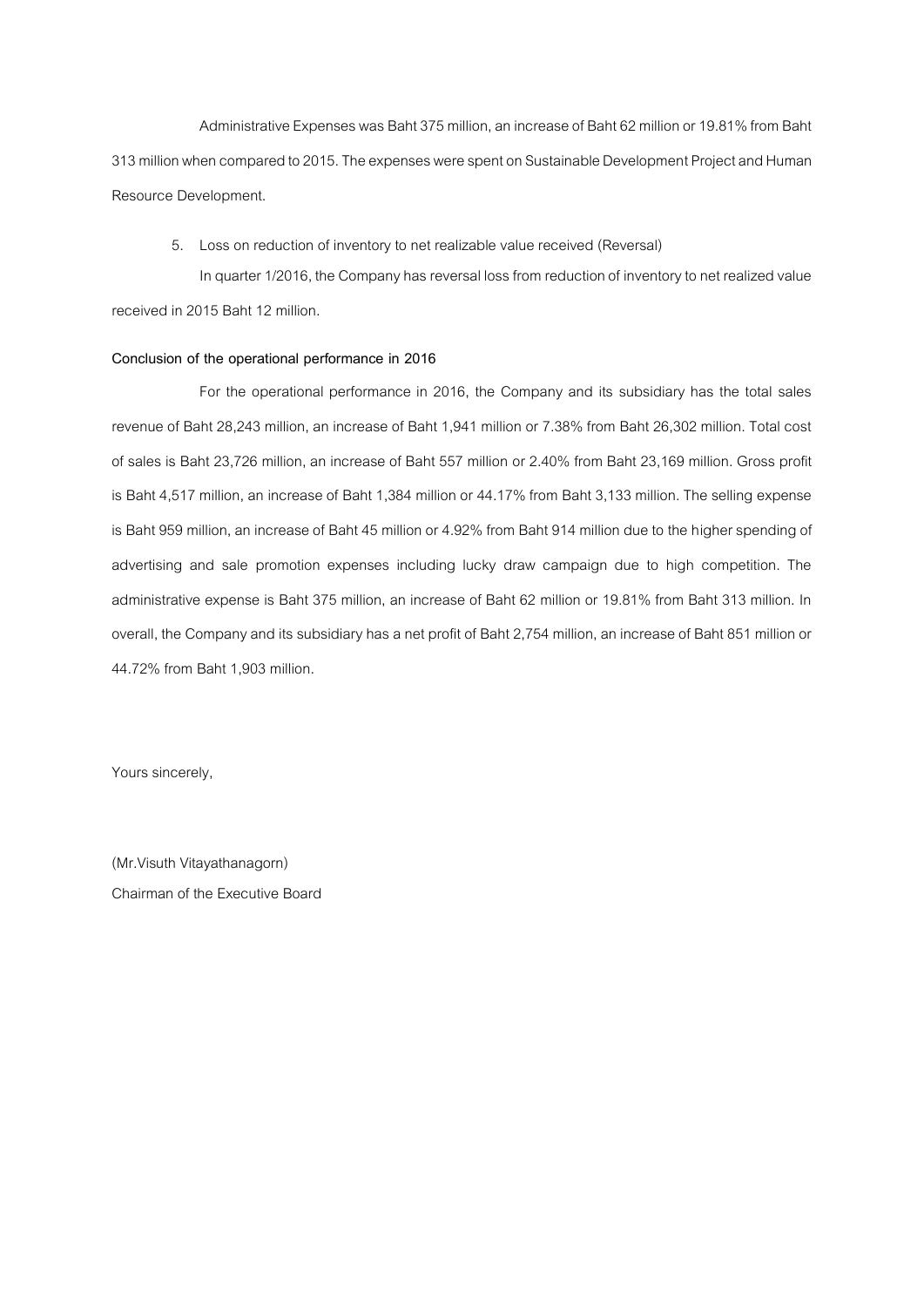Administrative Expenses was Baht 375 million, an increase of Baht 62 million or 19.81% from Baht 313 million when compared to 2015. The expenses were spent on Sustainable Development Project and Human Resource Development.

5. Loss on reduction of inventory to net realizable value received (Reversal)

In quarter 1/2016, the Company has reversal loss from reduction of inventory to net realized value received in 2015 Baht 12 million.

**Conclusion of the operational performance in 2016**

For the operational performance in 2016, the Company and its subsidiary has the total sales revenue of Baht 28,243 million, an increase of Baht 1,941 million or 7.38% from Baht 26,302 million. Total cost of sales is Baht 23,726 million, an increase of Baht 557 million or 2.40% from Baht 23,169 million. Gross profit is Baht 4,517 million, an increase of Baht 1,384 million or 44.17% from Baht 3,133 million. The selling expense is Baht 959 million, an increase of Baht 45 million or 4.92% from Baht 914 million due to the higher spending of advertising and sale promotion expenses including lucky draw campaign due to high competition. The administrative expense is Baht 375 million, an increase of Baht 62 million or 19.81% from Baht 313 million. In overall, the Company and its subsidiary has a net profit of Baht 2,754 million, an increase of Baht 851 million or 44.72% from Baht 1,903 million.

Yours sincerely,

(Mr.Visuth Vitayathanagorn)
Chairman of the Executive Board